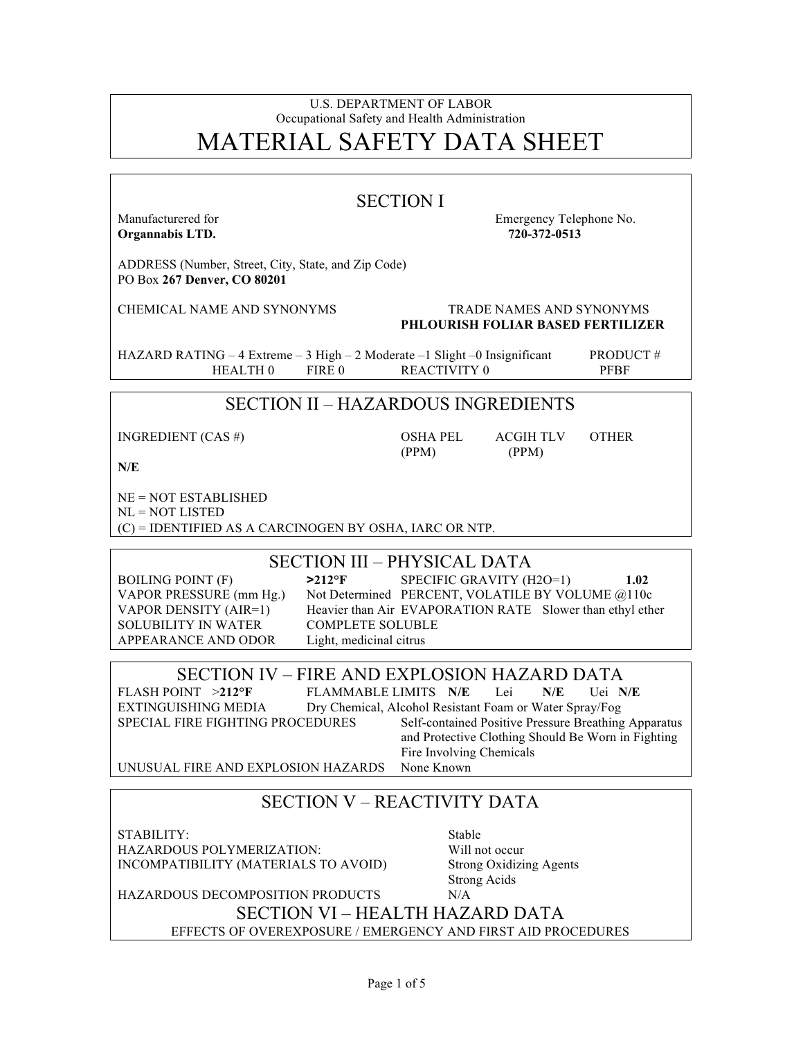U.S. DEPARTMENT OF LABOR
Occupational Safety and Health Administration

# MATERIAL SAFETY DATA SHEET

## SECTION I

Manufacturered for
**Organnabis LTD.**

Emergency Telephone No.
**720-372-0513**

ADDRESS (Number, Street, City, State, and Zip Code)
PO Box **267 Denver, CO 80201**

CHEMICAL NAME AND SYNONYMS

TRADE NAMES AND SYNONYMS
**PHLOURISH FOLIAR BASED FERTILIZER**

HAZARD RATING – 4 Extreme – 3 High – 2 Moderate –1 Slight –0 Insignificant

HEALTH 0 FIRE 0 REACTIVITY 0

PRODUCT #
PFBF

## SECTION II – HAZARDOUS INGREDIENTS

| INGREDIENT (CAS #) | OSHA PEL (PPM) | ACGIH TLV (PPM) | OTHER |
|---|---|---|---|
| **N/E** | | | |

NE = NOT ESTABLISHED
NL = NOT LISTED
(C) = IDENTIFIED AS A CARCINOGEN BY OSHA, IARC OR NTP.

## SECTION III – PHYSICAL DATA

| | | | |
|---|---|---|---|
| BOILING POINT (F) | **>212°F** | SPECIFIC GRAVITY (H2O=1) | **1.02** |
| VAPOR PRESSURE (mm Hg.) | Not Determined | PERCENT, VOLATILE BY VOLUME @110c | |
| VAPOR DENSITY (AIR=1) | Heavier than Air | EVAPORATION RATE | Slower than ethyl ether |
| SOLUBILITY IN WATER | COMPLETE SOLUBLE | | |
| APPEARANCE AND ODOR | Light, medicinal citrus | | |

## SECTION IV – FIRE AND EXPLOSION HAZARD DATA

FLASH POINT >**212°F** FLAMMABLE LIMITS **N/E** Lei **N/E** Uei **N/E**

EXTINGUISHING MEDIA: Dry Chemical, Alcohol Resistant Foam or Water Spray/Fog

SPECIAL FIRE FIGHTING PROCEDURES: Self-contained Positive Pressure Breathing Apparatus and Protective Clothing Should Be Worn in Fighting Fire Involving Chemicals

UNUSUAL FIRE AND EXPLOSION HAZARDS: None Known

## SECTION V – REACTIVITY DATA

| | |
|---|---|
| STABILITY: | Stable |
| HAZARDOUS POLYMERIZATION: | Will not occur |
| INCOMPATIBILITY (MATERIALS TO AVOID) | Strong Oxidizing Agents<br>Strong Acids |
| HAZARDOUS DECOMPOSITION PRODUCTS | N/A |

## SECTION VI – HEALTH HAZARD DATA

EFFECTS OF OVEREXPOSURE / EMERGENCY AND FIRST AID PROCEDURES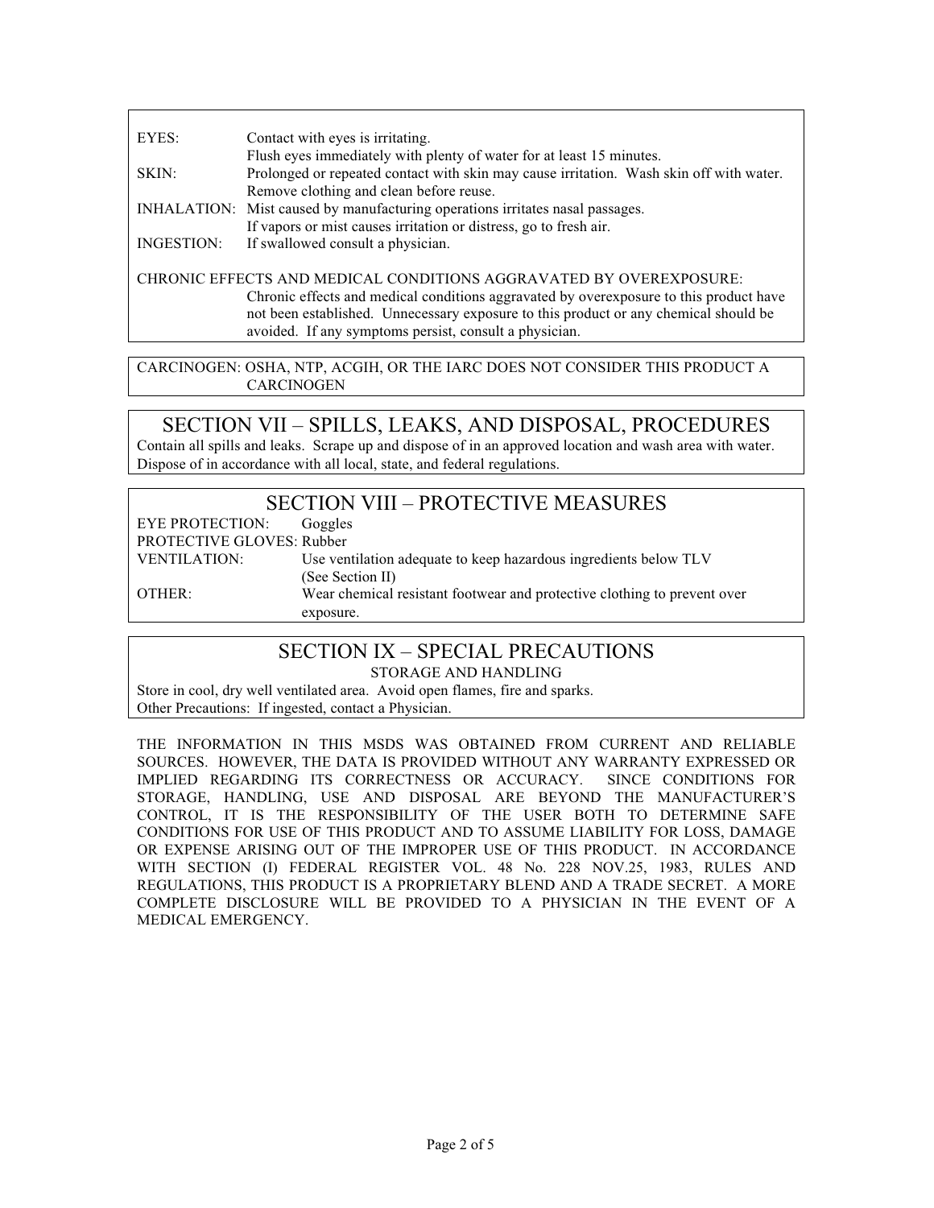| | |
|---|---|
| EYES: | Contact with eyes is irritating.<br>Flush eyes immediately with plenty of water for at least 15 minutes. |
| SKIN: | Prolonged or repeated contact with skin may cause irritation. Wash skin off with water.<br>Remove clothing and clean before reuse. |
| INHALATION: | Mist caused by manufacturing operations irritates nasal passages.<br>If vapors or mist causes irritation or distress, go to fresh air. |
| INGESTION: | If swallowed consult a physician. |

CHRONIC EFFECTS AND MEDICAL CONDITIONS AGGRAVATED BY OVEREXPOSURE:
Chronic effects and medical conditions aggravated by overexposure to this product have not been established. Unnecessary exposure to this product or any chemical should be avoided. If any symptoms persist, consult a physician.

CARCINOGEN: OSHA, NTP, ACGIH, OR THE IARC DOES NOT CONSIDER THIS PRODUCT A CARCINOGEN

## SECTION VII – SPILLS, LEAKS, AND DISPOSAL, PROCEDURES

Contain all spills and leaks. Scrape up and dispose of in an approved location and wash area with water. Dispose of in accordance with all local, state, and federal regulations.

## SECTION VIII – PROTECTIVE MEASURES

| | |
|---|---|
| EYE PROTECTION: | Goggles |
| PROTECTIVE GLOVES: | Rubber |
| VENTILATION: | Use ventilation adequate to keep hazardous ingredients below TLV (See Section II) |
| OTHER: | Wear chemical resistant footwear and protective clothing to prevent over exposure. |

## SECTION IX – SPECIAL PRECAUTIONS

STORAGE AND HANDLING

Store in cool, dry well ventilated area. Avoid open flames, fire and sparks.
Other Precautions: If ingested, contact a Physician.

THE INFORMATION IN THIS MSDS WAS OBTAINED FROM CURRENT AND RELIABLE SOURCES. HOWEVER, THE DATA IS PROVIDED WITHOUT ANY WARRANTY EXPRESSED OR IMPLIED REGARDING ITS CORRECTNESS OR ACCURACY. SINCE CONDITIONS FOR STORAGE, HANDLING, USE AND DISPOSAL ARE BEYOND THE MANUFACTURER'S CONTROL, IT IS THE RESPONSIBILITY OF THE USER BOTH TO DETERMINE SAFE CONDITIONS FOR USE OF THIS PRODUCT AND TO ASSUME LIABILITY FOR LOSS, DAMAGE OR EXPENSE ARISING OUT OF THE IMPROPER USE OF THIS PRODUCT. IN ACCORDANCE WITH SECTION (I) FEDERAL REGISTER VOL. 48 No. 228 NOV.25, 1983, RULES AND REGULATIONS, THIS PRODUCT IS A PROPRIETARY BLEND AND A TRADE SECRET. A MORE COMPLETE DISCLOSURE WILL BE PROVIDED TO A PHYSICIAN IN THE EVENT OF A MEDICAL EMERGENCY.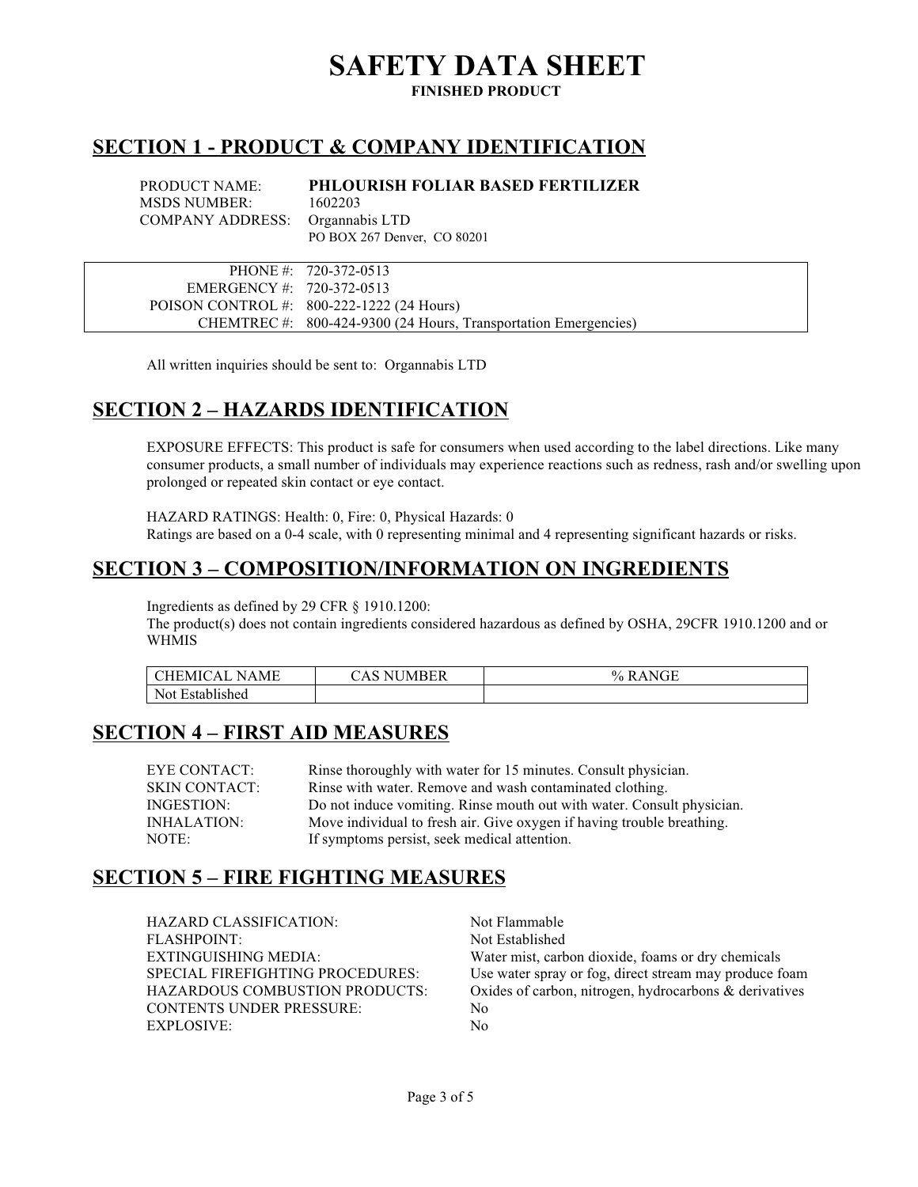# SAFETY DATA SHEET

**FINISHED PRODUCT**

## SECTION 1 - PRODUCT & COMPANY IDENTIFICATION

PRODUCT NAME: **PHLOURISH FOLIAR BASED FERTILIZER**
MSDS NUMBER: 1602203
COMPANY ADDRESS: Organnabis LTD
PO BOX 267 Denver, CO 80201

| | |
|---|---|
| PHONE #: | 720-372-0513 |
| EMERGENCY #: | 720-372-0513 |
| POISON CONTROL #: | 800-222-1222 (24 Hours) |
| CHEMTREC #: | 800-424-9300 (24 Hours, Transportation Emergencies) |

All written inquiries should be sent to: Organnabis LTD

## SECTION 2 – HAZARDS IDENTIFICATION

EXPOSURE EFFECTS: This product is safe for consumers when used according to the label directions. Like many consumer products, a small number of individuals may experience reactions such as redness, rash and/or swelling upon prolonged or repeated skin contact or eye contact.

HAZARD RATINGS: Health: 0, Fire: 0, Physical Hazards: 0
Ratings are based on a 0-4 scale, with 0 representing minimal and 4 representing significant hazards or risks.

## SECTION 3 – COMPOSITION/INFORMATION ON INGREDIENTS

Ingredients as defined by 29 CFR § 1910.1200:
The product(s) does not contain ingredients considered hazardous as defined by OSHA, 29CFR 1910.1200 and or WHMIS

| CHEMICAL NAME | CAS NUMBER | % RANGE |
|---|---|---|
| Not Established | | |

## SECTION 4 – FIRST AID MEASURES

| | |
|---|---|
| EYE CONTACT: | Rinse thoroughly with water for 15 minutes. Consult physician. |
| SKIN CONTACT: | Rinse with water. Remove and wash contaminated clothing. |
| INGESTION: | Do not induce vomiting. Rinse mouth out with water. Consult physician. |
| INHALATION: | Move individual to fresh air. Give oxygen if having trouble breathing. |
| NOTE: | If symptoms persist, seek medical attention. |

## SECTION 5 – FIRE FIGHTING MEASURES

| | |
|---|---|
| HAZARD CLASSIFICATION: | Not Flammable |
| FLASHPOINT: | Not Established |
| EXTINGUISHING MEDIA: | Water mist, carbon dioxide, foams or dry chemicals |
| SPECIAL FIREFIGHTING PROCEDURES: | Use water spray or fog, direct stream may produce foam |
| HAZARDOUS COMBUSTION PRODUCTS: | Oxides of carbon, nitrogen, hydrocarbons & derivatives |
| CONTENTS UNDER PRESSURE: | No |
| EXPLOSIVE: | No |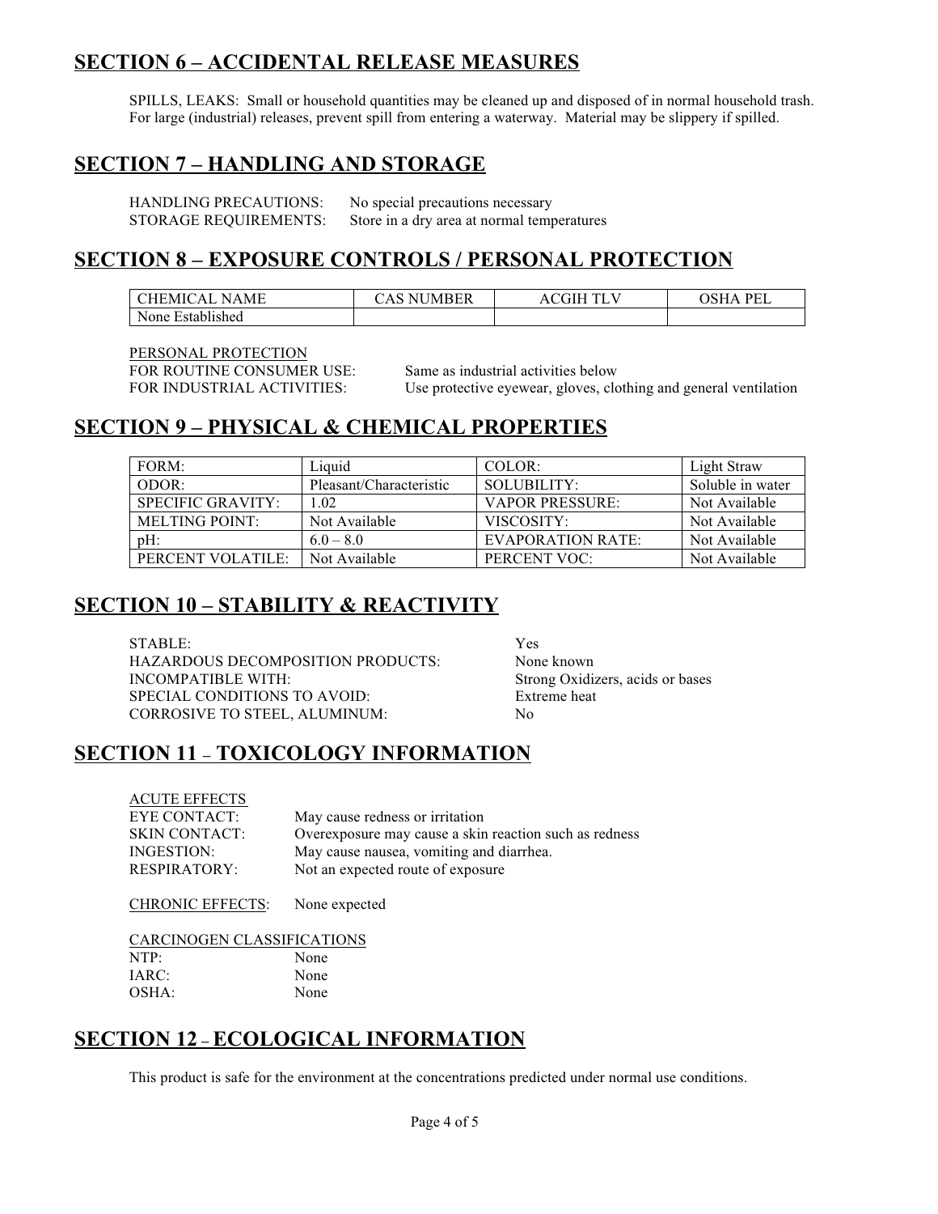## SECTION 6 – ACCIDENTAL RELEASE MEASURES

SPILLS, LEAKS: Small or household quantities may be cleaned up and disposed of in normal household trash. For large (industrial) releases, prevent spill from entering a waterway. Material may be slippery if spilled.

## SECTION 7 – HANDLING AND STORAGE

HANDLING PRECAUTIONS: No special precautions necessary
STORAGE REQUIREMENTS: Store in a dry area at normal temperatures

## SECTION 8 – EXPOSURE CONTROLS / PERSONAL PROTECTION

| CHEMICAL NAME | CAS NUMBER | ACGIH TLV | OSHA PEL |
|---|---|---|---|
| None Established | | | |

PERSONAL PROTECTION
FOR ROUTINE CONSUMER USE: Same as industrial activities below
FOR INDUSTRIAL ACTIVITIES: Use protective eyewear, gloves, clothing and general ventilation

## SECTION 9 – PHYSICAL & CHEMICAL PROPERTIES

| FORM: | Liquid | COLOR: | Light Straw |
|---|---|---|---|
| ODOR: | Pleasant/Characteristic | SOLUBILITY: | Soluble in water |
| SPECIFIC GRAVITY: | 1.02 | VAPOR PRESSURE: | Not Available |
| MELTING POINT: | Not Available | VISCOSITY: | Not Available |
| pH: | 6.0 – 8.0 | EVAPORATION RATE: | Not Available |
| PERCENT VOLATILE: | Not Available | PERCENT VOC: | Not Available |

## SECTION 10 – STABILITY & REACTIVITY

STABLE: Yes
HAZARDOUS DECOMPOSITION PRODUCTS: None known
INCOMPATIBLE WITH: Strong Oxidizers, acids or bases
SPECIAL CONDITIONS TO AVOID: Extreme heat
CORROSIVE TO STEEL, ALUMINUM: No

## SECTION 11 – TOXICOLOGY INFORMATION

ACUTE EFFECTS
EYE CONTACT: May cause redness or irritation
SKIN CONTACT: Overexposure may cause a skin reaction such as redness
INGESTION: May cause nausea, vomiting and diarrhea.
RESPIRATORY: Not an expected route of exposure

CHRONIC EFFECTS: None expected

CARCINOGEN CLASSIFICATIONS
NTP: None
IARC: None
OSHA: None

## SECTION 12 – ECOLOGICAL INFORMATION

This product is safe for the environment at the concentrations predicted under normal use conditions.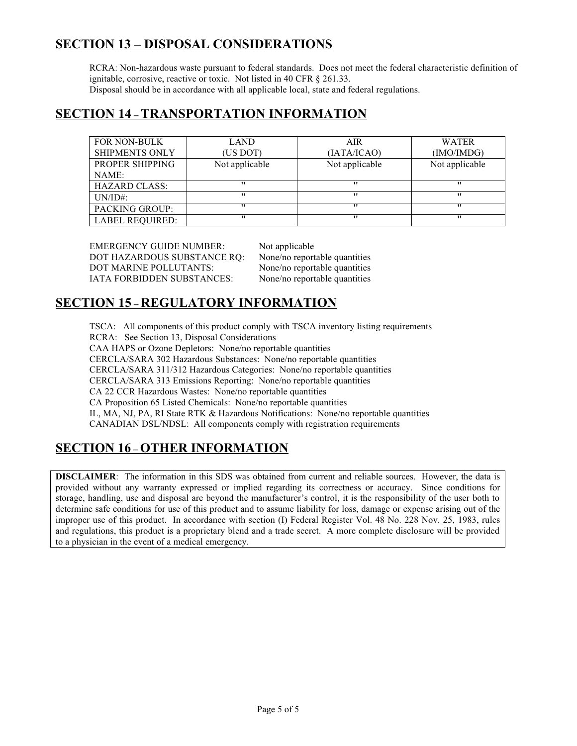## SECTION 13 – DISPOSAL CONSIDERATIONS

RCRA: Non-hazardous waste pursuant to federal standards. Does not meet the federal characteristic definition of ignitable, corrosive, reactive or toxic. Not listed in 40 CFR § 261.33.
Disposal should be in accordance with all applicable local, state and federal regulations.

## SECTION 14 – TRANSPORTATION INFORMATION

| FOR NON-BULK SHIPMENTS ONLY | LAND (US DOT) | AIR (IATA/ICAO) | WATER (IMO/IMDG) |
|---|---|---|---|
| PROPER SHIPPING NAME: | Not applicable | Not applicable | Not applicable |
| HAZARD CLASS: | " | " | " |
| UN/ID#: | " | " | " |
| PACKING GROUP: | " | " | " |
| LABEL REQUIRED: | " | " | " |

EMERGENCY GUIDE NUMBER: Not applicable
DOT HAZARDOUS SUBSTANCE RQ: None/no reportable quantities
DOT MARINE POLLUTANTS: None/no reportable quantities
IATA FORBIDDEN SUBSTANCES: None/no reportable quantities

## SECTION 15 – REGULATORY INFORMATION

TSCA: All components of this product comply with TSCA inventory listing requirements
RCRA: See Section 13, Disposal Considerations
CAA HAPS or Ozone Depletors: None/no reportable quantities
CERCLA/SARA 302 Hazardous Substances: None/no reportable quantities
CERCLA/SARA 311/312 Hazardous Categories: None/no reportable quantities
CERCLA/SARA 313 Emissions Reporting: None/no reportable quantities
CA 22 CCR Hazardous Wastes: None/no reportable quantities
CA Proposition 65 Listed Chemicals: None/no reportable quantities
IL, MA, NJ, PA, RI State RTK & Hazardous Notifications: None/no reportable quantities
CANADIAN DSL/NDSL: All components comply with registration requirements

## SECTION 16 – OTHER INFORMATION

**DISCLAIMER**: The information in this SDS was obtained from current and reliable sources. However, the data is provided without any warranty expressed or implied regarding its correctness or accuracy. Since conditions for storage, handling, use and disposal are beyond the manufacturer's control, it is the responsibility of the user both to determine safe conditions for use of this product and to assume liability for loss, damage or expense arising out of the improper use of this product. In accordance with section (I) Federal Register Vol. 48 No. 228 Nov. 25, 1983, rules and regulations, this product is a proprietary blend and a trade secret. A more complete disclosure will be provided to a physician in the event of a medical emergency.